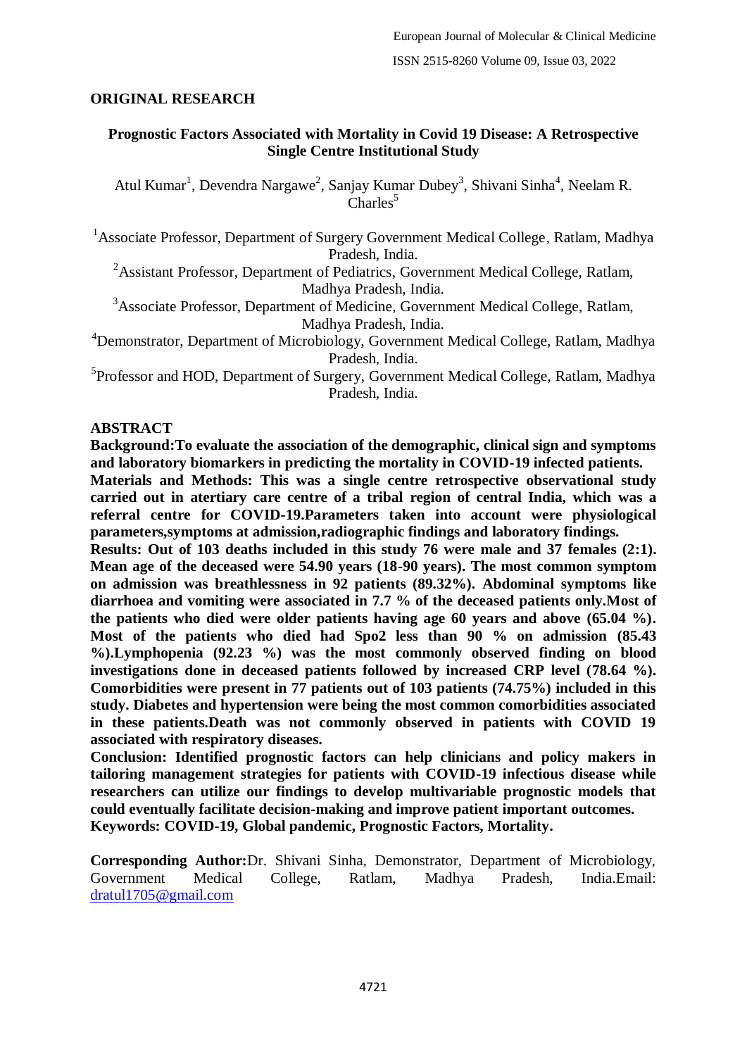## ORIGINAL RESEARCH

# Prognostic Factors Associated with Mortality in Covid 19 Disease: A Retrospective Single Centre Institutional Study

Atul Kumar[1], Devendra Nargawe[2], Sanjay Kumar Dubey[3], Shivani Sinha[4], Neelam R. Charles[5]

[1]Associate Professor, Department of Surgery Government Medical College, Ratlam, Madhya Pradesh, India.

[2]Assistant Professor, Department of Pediatrics, Government Medical College, Ratlam, Madhya Pradesh, India.

[3]Associate Professor, Department of Medicine, Government Medical College, Ratlam, Madhya Pradesh, India.

[4]Demonstrator, Department of Microbiology, Government Medical College, Ratlam, Madhya Pradesh, India.

[5]Professor and HOD, Department of Surgery, Government Medical College, Ratlam, Madhya Pradesh, India.

## ABSTRACT

**Background:To evaluate the association of the demographic, clinical sign and symptoms and laboratory biomarkers in predicting the mortality in COVID-19 infected patients.**

**Materials and Methods: This was a single centre retrospective observational study carried out in atertiary care centre of a tribal region of central India, which was a referral centre for COVID-19.Parameters taken into account were physiological parameters,symptoms at admission,radiographic findings and laboratory findings.**

**Results: Out of 103 deaths included in this study 76 were male and 37 females (2:1). Mean age of the deceased were 54.90 years (18-90 years). The most common symptom on admission was breathlessness in 92 patients (89.32%). Abdominal symptoms like diarrhoea and vomiting were associated in 7.7 % of the deceased patients only.Most of the patients who died were older patients having age 60 years and above (65.04 %). Most of the patients who died had Spo2 less than 90 % on admission (85.43 %).Lymphopenia (92.23 %) was the most commonly observed finding on blood investigations done in deceased patients followed by increased CRP level (78.64 %). Comorbidities were present in 77 patients out of 103 patients (74.75%) included in this study. Diabetes and hypertension were being the most common comorbidities associated in these patients.Death was not commonly observed in patients with COVID 19 associated with respiratory diseases.**

**Conclusion: Identified prognostic factors can help clinicians and policy makers in tailoring management strategies for patients with COVID-19 infectious disease while researchers can utilize our findings to develop multivariable prognostic models that could eventually facilitate decision-making and improve patient important outcomes.**

**Keywords: COVID-19, Global pandemic, Prognostic Factors, Mortality.**

**Corresponding Author:**Dr. Shivani Sinha, Demonstrator, Department of Microbiology, Government Medical College, Ratlam, Madhya Pradesh, India.Email: dratul1705@gmail.com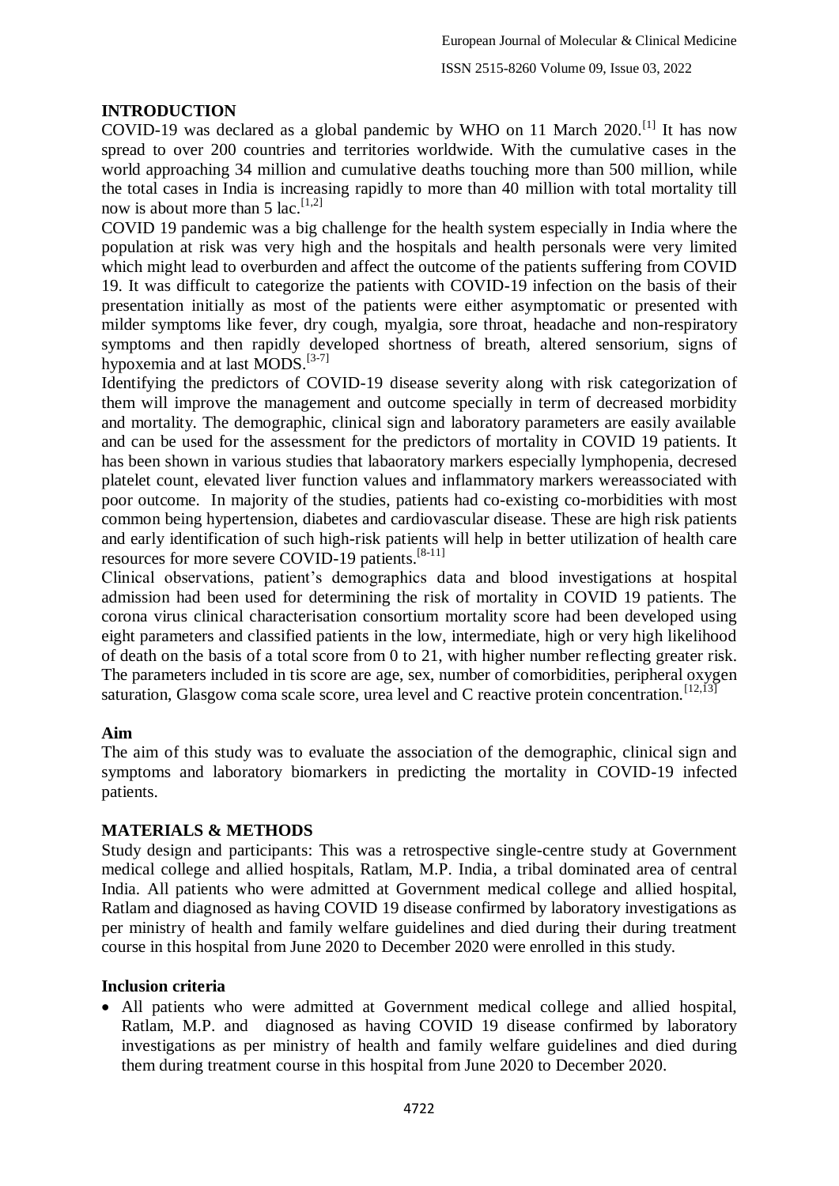## INTRODUCTION

COVID-19 was declared as a global pandemic by WHO on 11 March 2020.[1] It has now spread to over 200 countries and territories worldwide. With the cumulative cases in the world approaching 34 million and cumulative deaths touching more than 500 million, while the total cases in India is increasing rapidly to more than 40 million with total mortality till now is about more than 5 lac.[1,2]

COVID 19 pandemic was a big challenge for the health system especially in India where the population at risk was very high and the hospitals and health personals were very limited which might lead to overburden and affect the outcome of the patients suffering from COVID 19. It was difficult to categorize the patients with COVID-19 infection on the basis of their presentation initially as most of the patients were either asymptomatic or presented with milder symptoms like fever, dry cough, myalgia, sore throat, headache and non-respiratory symptoms and then rapidly developed shortness of breath, altered sensorium, signs of hypoxemia and at last MODS.[3-7]

Identifying the predictors of COVID-19 disease severity along with risk categorization of them will improve the management and outcome specially in term of decreased morbidity and mortality. The demographic, clinical sign and laboratory parameters are easily available and can be used for the assessment for the predictors of mortality in COVID 19 patients. It has been shown in various studies that labaoratory markers especially lymphopenia, decresed platelet count, elevated liver function values and inflammatory markers wereassociated with poor outcome. In majority of the studies, patients had co-existing co-morbidities with most common being hypertension, diabetes and cardiovascular disease. These are high risk patients and early identification of such high-risk patients will help in better utilization of health care resources for more severe COVID-19 patients.[8-11]

Clinical observations, patient's demographics data and blood investigations at hospital admission had been used for determining the risk of mortality in COVID 19 patients. The corona virus clinical characterisation consortium mortality score had been developed using eight parameters and classified patients in the low, intermediate, high or very high likelihood of death on the basis of a total score from 0 to 21, with higher number reflecting greater risk. The parameters included in tis score are age, sex, number of comorbidities, peripheral oxygen saturation, Glasgow coma scale score, urea level and C reactive protein concentration.[12,13]

### Aim

The aim of this study was to evaluate the association of the demographic, clinical sign and symptoms and laboratory biomarkers in predicting the mortality in COVID-19 infected patients.

## MATERIALS & METHODS

Study design and participants: This was a retrospective single-centre study at Government medical college and allied hospitals, Ratlam, M.P. India, a tribal dominated area of central India. All patients who were admitted at Government medical college and allied hospital, Ratlam and diagnosed as having COVID 19 disease confirmed by laboratory investigations as per ministry of health and family welfare guidelines and died during their during treatment course in this hospital from June 2020 to December 2020 were enrolled in this study.

### Inclusion criteria

- All patients who were admitted at Government medical college and allied hospital, Ratlam, M.P. and diagnosed as having COVID 19 disease confirmed by laboratory investigations as per ministry of health and family welfare guidelines and died during them during treatment course in this hospital from June 2020 to December 2020.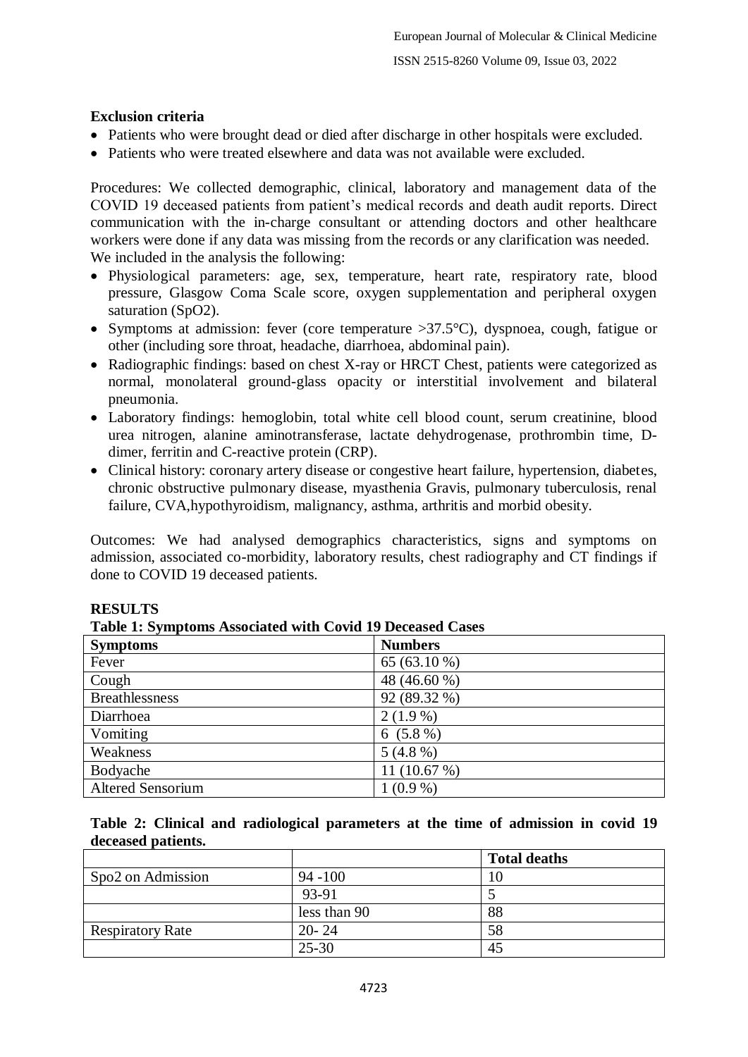## Exclusion criteria

- Patients who were brought dead or died after discharge in other hospitals were excluded.
- Patients who were treated elsewhere and data was not available were excluded.

Procedures: We collected demographic, clinical, laboratory and management data of the COVID 19 deceased patients from patient's medical records and death audit reports. Direct communication with the in-charge consultant or attending doctors and other healthcare workers were done if any data was missing from the records or any clarification was needed. We included in the analysis the following:

- Physiological parameters: age, sex, temperature, heart rate, respiratory rate, blood pressure, Glasgow Coma Scale score, oxygen supplementation and peripheral oxygen saturation (SpO2).
- Symptoms at admission: fever (core temperature >37.5°C), dyspnoea, cough, fatigue or other (including sore throat, headache, diarrhoea, abdominal pain).
- Radiographic findings: based on chest X-ray or HRCT Chest, patients were categorized as normal, monolateral ground-glass opacity or interstitial involvement and bilateral pneumonia.
- Laboratory findings: hemoglobin, total white cell blood count, serum creatinine, blood urea nitrogen, alanine aminotransferase, lactate dehydrogenase, prothrombin time, D-dimer, ferritin and C-reactive protein (CRP).
- Clinical history: coronary artery disease or congestive heart failure, hypertension, diabetes, chronic obstructive pulmonary disease, myasthenia Gravis, pulmonary tuberculosis, renal failure, CVA,hypothyroidism, malignancy, asthma, arthritis and morbid obesity.

Outcomes: We had analysed demographics characteristics, signs and symptoms on admission, associated co-morbidity, laboratory results, chest radiography and CT findings if done to COVID 19 deceased patients.

## RESULTS

**Table 1: Symptoms Associated with Covid 19 Deceased Cases**

| Symptoms | Numbers |
|---|---|
| Fever | 65 (63.10 %) |
| Cough | 48 (46.60 %) |
| Breathlessness | 92 (89.32 %) |
| Diarrhoea | 2 (1.9 %) |
| Vomiting | 6 (5.8 %) |
| Weakness | 5 (4.8 %) |
| Bodyache | 11 (10.67 %) |
| Altered Sensorium | 1 (0.9 %) |

**Table 2: Clinical and radiological parameters at the time of admission in covid 19 deceased patients.**

| | | Total deaths |
|---|---|---|
| Spo2 on Admission | 94 -100 | 10 |
| | 93-91 | 5 |
| | less than 90 | 88 |
| Respiratory Rate | 20- 24 | 58 |
| | 25-30 | 45 |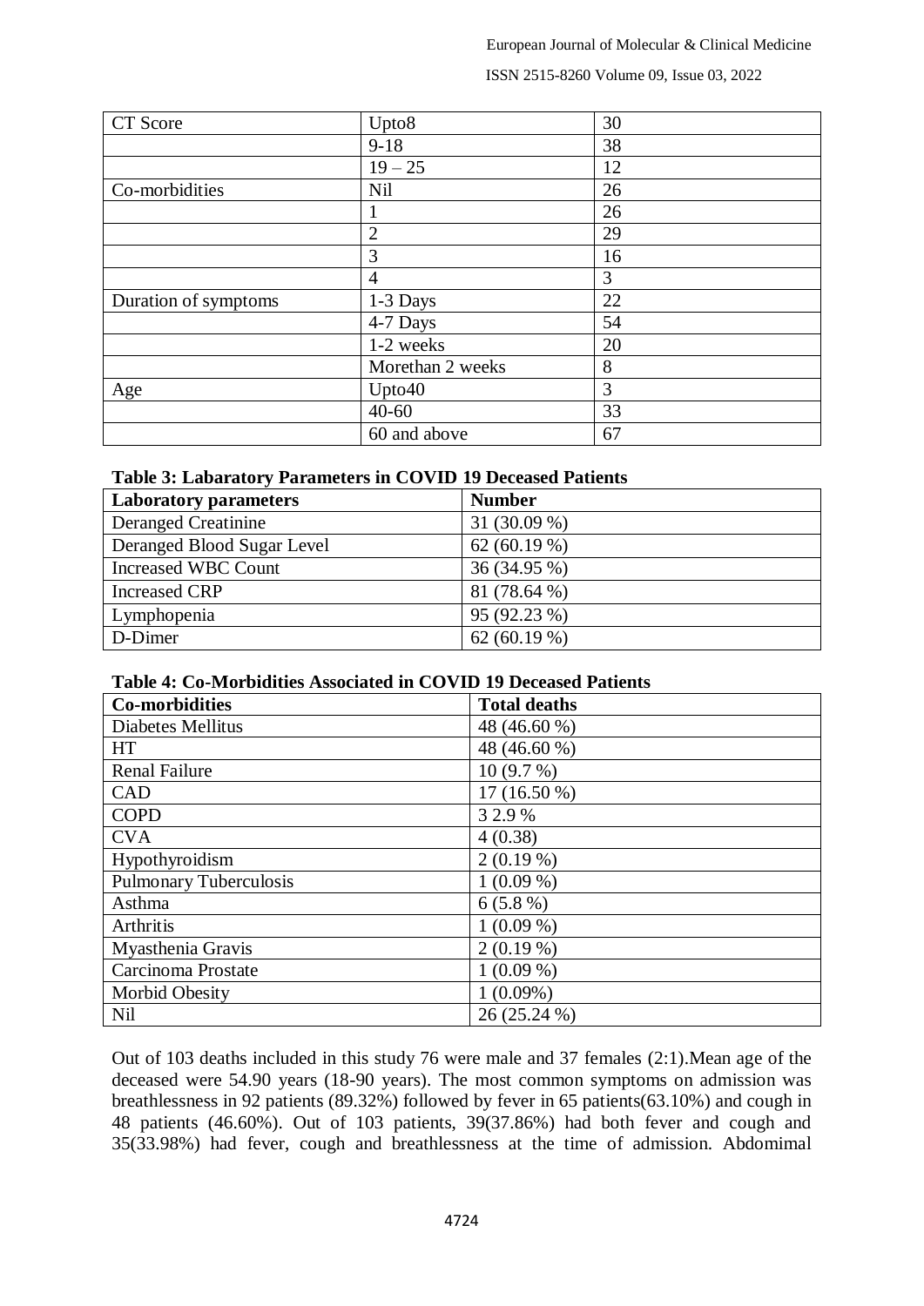| CT Score | Upto8 | 30 |
|---|---|---|
| | 9-18 | 38 |
| | 19 – 25 | 12 |
| Co-morbidities | Nil | 26 |
| | 1 | 26 |
| | 2 | 29 |
| | 3 | 16 |
| | 4 | 3 |
| Duration of symptoms | 1-3 Days | 22 |
| | 4-7 Days | 54 |
| | 1-2 weeks | 20 |
| | Morethan 2 weeks | 8 |
| Age | Upto40 | 3 |
| | 40-60 | 33 |
| | 60 and above | 67 |

**Table 3: Labaratory Parameters in COVID 19 Deceased Patients**

| Laboratory parameters | Number |
|---|---|
| Deranged Creatinine | 31 (30.09 %) |
| Deranged Blood Sugar Level | 62 (60.19 %) |
| Increased WBC Count | 36 (34.95 %) |
| Increased CRP | 81 (78.64 %) |
| Lymphopenia | 95 (92.23 %) |
| D-Dimer | 62 (60.19 %) |

**Table 4: Co-Morbidities Associated in COVID 19 Deceased Patients**

| Co-morbidities | Total deaths |
|---|---|
| Diabetes Mellitus | 48 (46.60 %) |
| HT | 48 (46.60 %) |
| Renal Failure | 10 (9.7 %) |
| CAD | 17 (16.50 %) |
| COPD | 3 2.9 % |
| CVA | 4 (0.38) |
| Hypothyroidism | 2 (0.19 %) |
| Pulmonary Tuberculosis | 1 (0.09 %) |
| Asthma | 6 (5.8 %) |
| Arthritis | 1 (0.09 %) |
| Myasthenia Gravis | 2 (0.19 %) |
| Carcinoma Prostate | 1 (0.09 %) |
| Morbid Obesity | 1 (0.09%) |
| Nil | 26 (25.24 %) |

Out of 103 deaths included in this study 76 were male and 37 females (2:1).Mean age of the deceased were 54.90 years (18-90 years). The most common symptoms on admission was breathlessness in 92 patients (89.32%) followed by fever in 65 patients(63.10%) and cough in 48 patients (46.60%). Out of 103 patients, 39(37.86%) had both fever and cough and 35(33.98%) had fever, cough and breathlessness at the time of admission. Abdomimal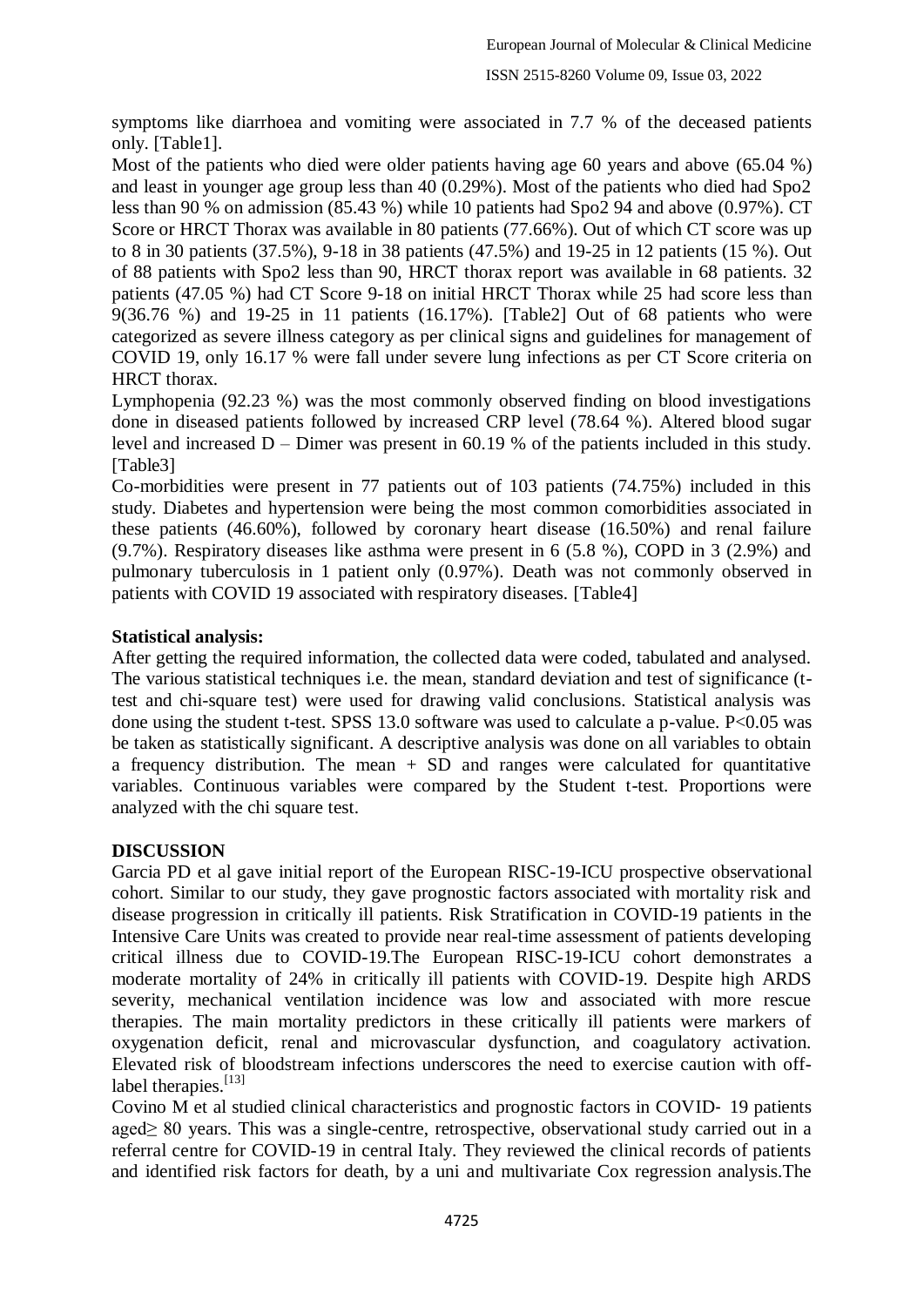symptoms like diarrhoea and vomiting were associated in 7.7 % of the deceased patients only. [Table1].

Most of the patients who died were older patients having age 60 years and above (65.04 %) and least in younger age group less than 40 (0.29%). Most of the patients who died had Spo2 less than 90 % on admission (85.43 %) while 10 patients had Spo2 94 and above (0.97%). CT Score or HRCT Thorax was available in 80 patients (77.66%). Out of which CT score was up to 8 in 30 patients (37.5%), 9-18 in 38 patients (47.5%) and 19-25 in 12 patients (15 %). Out of 88 patients with Spo2 less than 90, HRCT thorax report was available in 68 patients. 32 patients (47.05 %) had CT Score 9-18 on initial HRCT Thorax while 25 had score less than 9(36.76 %) and 19-25 in 11 patients (16.17%). [Table2] Out of 68 patients who were categorized as severe illness category as per clinical signs and guidelines for management of COVID 19, only 16.17 % were fall under severe lung infections as per CT Score criteria on HRCT thorax.

Lymphopenia (92.23 %) was the most commonly observed finding on blood investigations done in diseased patients followed by increased CRP level (78.64 %). Altered blood sugar level and increased D – Dimer was present in 60.19 % of the patients included in this study. [Table3]

Co-morbidities were present in 77 patients out of 103 patients (74.75%) included in this study. Diabetes and hypertension were being the most common comorbidities associated in these patients (46.60%), followed by coronary heart disease (16.50%) and renal failure (9.7%). Respiratory diseases like asthma were present in 6 (5.8 %), COPD in 3 (2.9%) and pulmonary tuberculosis in 1 patient only (0.97%). Death was not commonly observed in patients with COVID 19 associated with respiratory diseases. [Table4]

**Statistical analysis:**

After getting the required information, the collected data were coded, tabulated and analysed. The various statistical techniques i.e. the mean, standard deviation and test of significance (t-test and chi-square test) were used for drawing valid conclusions. Statistical analysis was done using the student t-test. SPSS 13.0 software was used to calculate a p-value. P<0.05 was be taken as statistically significant. A descriptive analysis was done on all variables to obtain a frequency distribution. The mean + SD and ranges were calculated for quantitative variables. Continuous variables were compared by the Student t-test. Proportions were analyzed with the chi square test.

## DISCUSSION

Garcia PD et al gave initial report of the European RISC-19-ICU prospective observational cohort. Similar to our study, they gave prognostic factors associated with mortality risk and disease progression in critically ill patients. Risk Stratification in COVID-19 patients in the Intensive Care Units was created to provide near real-time assessment of patients developing critical illness due to COVID-19.The European RISC-19-ICU cohort demonstrates a moderate mortality of 24% in critically ill patients with COVID-19. Despite high ARDS severity, mechanical ventilation incidence was low and associated with more rescue therapies. The main mortality predictors in these critically ill patients were markers of oxygenation deficit, renal and microvascular dysfunction, and coagulatory activation. Elevated risk of bloodstream infections underscores the need to exercise caution with off-label therapies.[13]

Covino M et al studied clinical characteristics and prognostic factors in COVID‐ 19 patients aged≥ 80 years. This was a single-centre, retrospective, observational study carried out in a referral centre for COVID-19 in central Italy. They reviewed the clinical records of patients and identified risk factors for death, by a uni and multivariate Cox regression analysis.The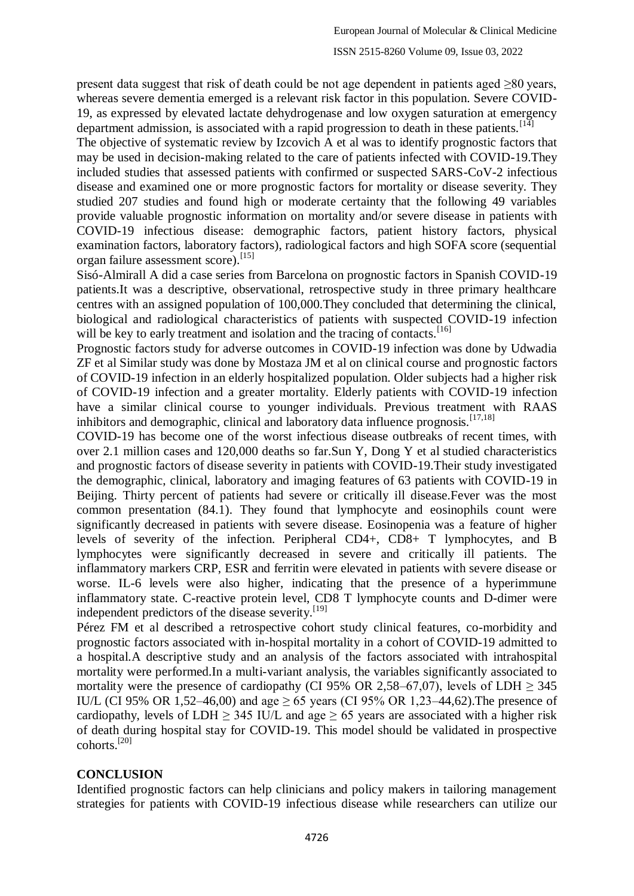present data suggest that risk of death could be not age dependent in patients aged ≥80 years, whereas severe dementia emerged is a relevant risk factor in this population. Severe COVID-19, as expressed by elevated lactate dehydrogenase and low oxygen saturation at emergency department admission, is associated with a rapid progression to death in these patients.[14]

The objective of systematic review by Izcovich A et al was to identify prognostic factors that may be used in decision-making related to the care of patients infected with COVID-19.They included studies that assessed patients with confirmed or suspected SARS-CoV-2 infectious disease and examined one or more prognostic factors for mortality or disease severity. They studied 207 studies and found high or moderate certainty that the following 49 variables provide valuable prognostic information on mortality and/or severe disease in patients with COVID-19 infectious disease: demographic factors, patient history factors, physical examination factors, laboratory factors), radiological factors and high SOFA score (sequential organ failure assessment score).[15]

Sisó-Almirall A did a case series from Barcelona on prognostic factors in Spanish COVID-19 patients.It was a descriptive, observational, retrospective study in three primary healthcare centres with an assigned population of 100,000.They concluded that determining the clinical, biological and radiological characteristics of patients with suspected COVID-19 infection will be key to early treatment and isolation and the tracing of contacts.[16]

Prognostic factors study for adverse outcomes in COVID-19 infection was done by Udwadia ZF et al Similar study was done by Mostaza JM et al on clinical course and prognostic factors of COVID-19 infection in an elderly hospitalized population. Older subjects had a higher risk of COVID-19 infection and a greater mortality. Elderly patients with COVID-19 infection have a similar clinical course to younger individuals. Previous treatment with RAAS inhibitors and demographic, clinical and laboratory data influence prognosis.[17,18]

COVID-19 has become one of the worst infectious disease outbreaks of recent times, with over 2.1 million cases and 120,000 deaths so far.Sun Y, Dong Y et al studied characteristics and prognostic factors of disease severity in patients with COVID-19.Their study investigated the demographic, clinical, laboratory and imaging features of 63 patients with COVID-19 in Beijing. Thirty percent of patients had severe or critically ill disease.Fever was the most common presentation (84.1). They found that lymphocyte and eosinophils count were significantly decreased in patients with severe disease. Eosinopenia was a feature of higher levels of severity of the infection. Peripheral CD4+, CD8+ T lymphocytes, and B lymphocytes were significantly decreased in severe and critically ill patients. The inflammatory markers CRP, ESR and ferritin were elevated in patients with severe disease or worse. IL-6 levels were also higher, indicating that the presence of a hyperimmune inflammatory state. C-reactive protein level, CD8 T lymphocyte counts and D-dimer were independent predictors of the disease severity.[19]

Pérez FM et al described a retrospective cohort study clinical features, co-morbidity and prognostic factors associated with in-hospital mortality in a cohort of COVID-19 admitted to a hospital.A descriptive study and an analysis of the factors associated with intrahospital mortality were performed.In a multi-variant analysis, the variables significantly associated to mortality were the presence of cardiopathy (CI 95% OR 2,58–67,07), levels of LDH ≥ 345 IU/L (CI 95% OR 1,52–46,00) and age ≥ 65 years (CI 95% OR 1,23–44,62).The presence of cardiopathy, levels of LDH ≥ 345 IU/L and age ≥ 65 years are associated with a higher risk of death during hospital stay for COVID-19. This model should be validated in prospective cohorts.[20]

## CONCLUSION

Identified prognostic factors can help clinicians and policy makers in tailoring management strategies for patients with COVID-19 infectious disease while researchers can utilize our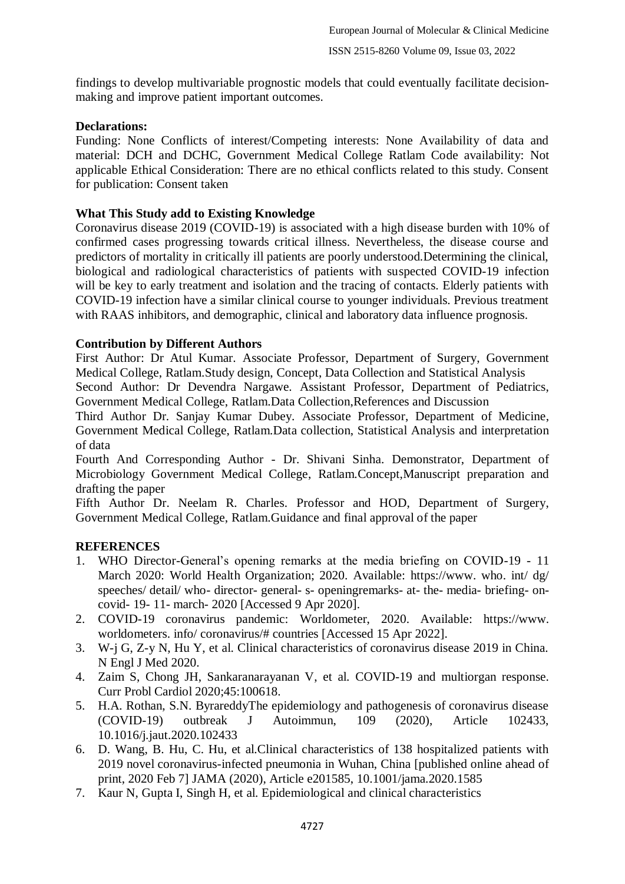findings to develop multivariable prognostic models that could eventually facilitate decision-making and improve patient important outcomes.

**Declarations:**

Funding: None Conflicts of interest/Competing interests: None Availability of data and material: DCH and DCHC, Government Medical College Ratlam Code availability: Not applicable Ethical Consideration: There are no ethical conflicts related to this study. Consent for publication: Consent taken

**What This Study add to Existing Knowledge**

Coronavirus disease 2019 (COVID-19) is associated with a high disease burden with 10% of confirmed cases progressing towards critical illness. Nevertheless, the disease course and predictors of mortality in critically ill patients are poorly understood.Determining the clinical, biological and radiological characteristics of patients with suspected COVID-19 infection will be key to early treatment and isolation and the tracing of contacts. Elderly patients with COVID-19 infection have a similar clinical course to younger individuals. Previous treatment with RAAS inhibitors, and demographic, clinical and laboratory data influence prognosis.

**Contribution by Different Authors**

First Author: Dr Atul Kumar. Associate Professor, Department of Surgery, Government Medical College, Ratlam.Study design, Concept, Data Collection and Statistical Analysis

Second Author: Dr Devendra Nargawe. Assistant Professor, Department of Pediatrics, Government Medical College, Ratlam.Data Collection,References and Discussion

Third Author Dr. Sanjay Kumar Dubey. Associate Professor, Department of Medicine, Government Medical College, Ratlam.Data collection, Statistical Analysis and interpretation of data

Fourth And Corresponding Author - Dr. Shivani Sinha. Demonstrator, Department of Microbiology Government Medical College, Ratlam.Concept,Manuscript preparation and drafting the paper

Fifth Author Dr. Neelam R. Charles. Professor and HOD, Department of Surgery, Government Medical College, Ratlam.Guidance and final approval of the paper

**REFERENCES**

1. WHO Director-General's opening remarks at the media briefing on COVID-19 - 11 March 2020: World Health Organization; 2020. Available: https://www. who. int/ dg/ speeches/ detail/ who- director- general- s- openingremarks- at- the- media- briefing- on-covid- 19- 11- march- 2020 [Accessed 9 Apr 2020].
2. COVID-19 coronavirus pandemic: Worldometer, 2020. Available: https://www. worldometers. info/ coronavirus/# countries [Accessed 15 Apr 2022].
3. W-j G, Z-y N, Hu Y, et al. Clinical characteristics of coronavirus disease 2019 in China. N Engl J Med 2020.
4. Zaim S, Chong JH, Sankaranarayanan V, et al. COVID-19 and multiorgan response. Curr Probl Cardiol 2020;45:100618.
5. H.A. Rothan, S.N. ByrareddyThe epidemiology and pathogenesis of coronavirus disease (COVID-19) outbreak J Autoimmun, 109 (2020), Article 102433, 10.1016/j.jaut.2020.102433
6. D. Wang, B. Hu, C. Hu, et al.Clinical characteristics of 138 hospitalized patients with 2019 novel coronavirus-infected pneumonia in Wuhan, China [published online ahead of print, 2020 Feb 7] JAMA (2020), Article e201585, 10.1001/jama.2020.1585
7. Kaur N, Gupta I, Singh H, et al. Epidemiological and clinical characteristics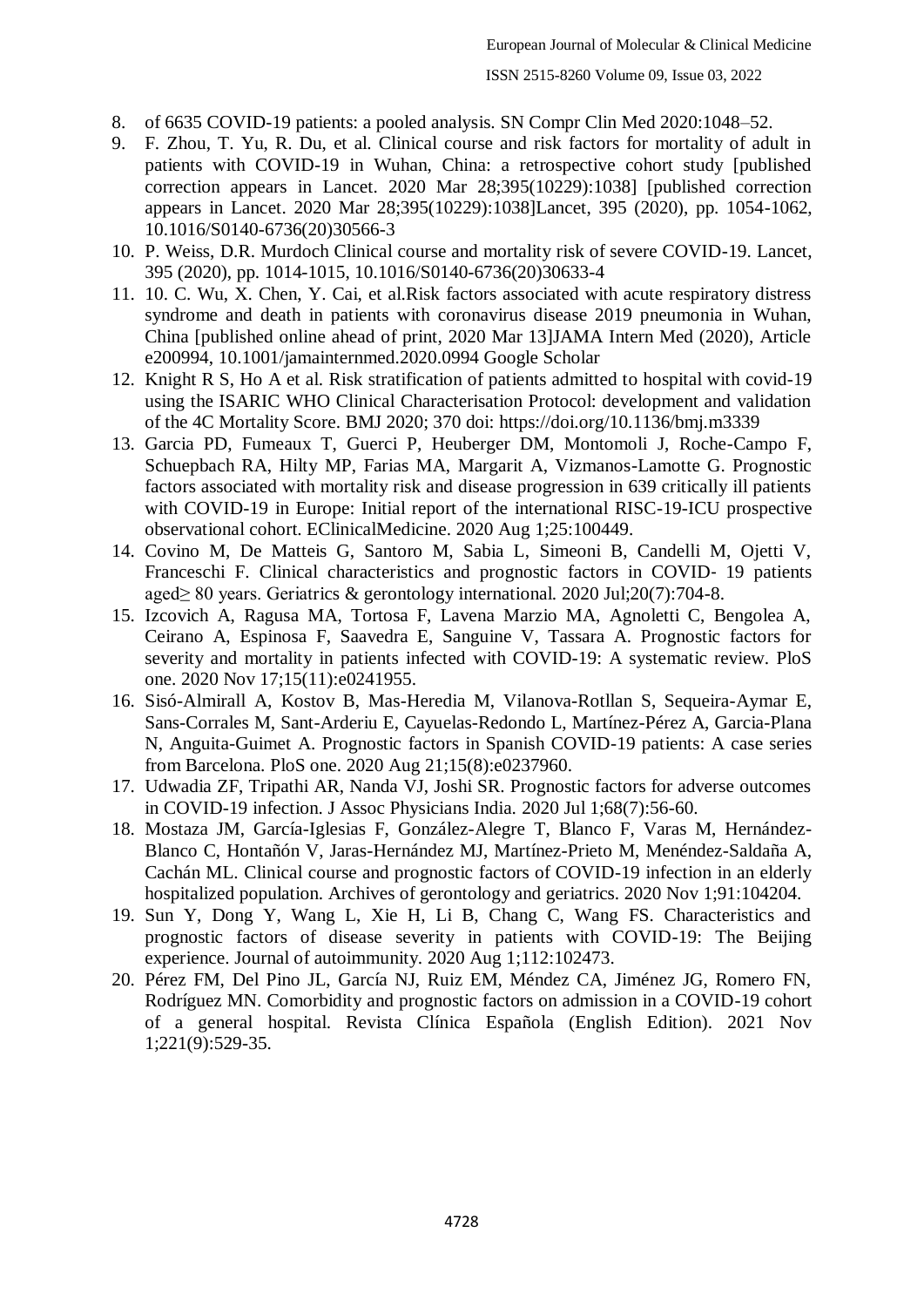8. of 6635 COVID-19 patients: a pooled analysis. SN Compr Clin Med 2020:1048–52.
9. F. Zhou, T. Yu, R. Du, et al. Clinical course and risk factors for mortality of adult in patients with COVID-19 in Wuhan, China: a retrospective cohort study [published correction appears in Lancet. 2020 Mar 28;395(10229):1038] [published correction appears in Lancet. 2020 Mar 28;395(10229):1038]Lancet, 395 (2020), pp. 1054-1062, 10.1016/S0140-6736(20)30566-3
10. P. Weiss, D.R. Murdoch Clinical course and mortality risk of severe COVID-19. Lancet, 395 (2020), pp. 1014-1015, 10.1016/S0140-6736(20)30633-4
11. 10. C. Wu, X. Chen, Y. Cai, et al.Risk factors associated with acute respiratory distress syndrome and death in patients with coronavirus disease 2019 pneumonia in Wuhan, China [published online ahead of print, 2020 Mar 13]JAMA Intern Med (2020), Article e200994, 10.1001/jamainternmed.2020.0994 Google Scholar
12. Knight R S, Ho A et al. Risk stratification of patients admitted to hospital with covid-19 using the ISARIC WHO Clinical Characterisation Protocol: development and validation of the 4C Mortality Score. BMJ 2020; 370 doi: https://doi.org/10.1136/bmj.m3339
13. Garcia PD, Fumeaux T, Guerci P, Heuberger DM, Montomoli J, Roche-Campo F, Schuepbach RA, Hilty MP, Farias MA, Margarit A, Vizmanos-Lamotte G. Prognostic factors associated with mortality risk and disease progression in 639 critically ill patients with COVID-19 in Europe: Initial report of the international RISC-19-ICU prospective observational cohort. EClinicalMedicine. 2020 Aug 1;25:100449.
14. Covino M, De Matteis G, Santoro M, Sabia L, Simeoni B, Candelli M, Ojetti V, Franceschi F. Clinical characteristics and prognostic factors in COVID- 19 patients aged≥ 80 years. Geriatrics & gerontology international. 2020 Jul;20(7):704-8.
15. Izcovich A, Ragusa MA, Tortosa F, Lavena Marzio MA, Agnoletti C, Bengolea A, Ceirano A, Espinosa F, Saavedra E, Sanguine V, Tassara A. Prognostic factors for severity and mortality in patients infected with COVID-19: A systematic review. PloS one. 2020 Nov 17;15(11):e0241955.
16. Sisó-Almirall A, Kostov B, Mas-Heredia M, Vilanova-Rotllan S, Sequeira-Aymar E, Sans-Corrales M, Sant-Arderiu E, Cayuelas-Redondo L, Martínez-Pérez A, Garcia-Plana N, Anguita-Guimet A. Prognostic factors in Spanish COVID-19 patients: A case series from Barcelona. PloS one. 2020 Aug 21;15(8):e0237960.
17. Udwadia ZF, Tripathi AR, Nanda VJ, Joshi SR. Prognostic factors for adverse outcomes in COVID-19 infection. J Assoc Physicians India. 2020 Jul 1;68(7):56-60.
18. Mostaza JM, García-Iglesias F, González-Alegre T, Blanco F, Varas M, Hernández-Blanco C, Hontañón V, Jaras-Hernández MJ, Martínez-Prieto M, Menéndez-Saldaña A, Cachán ML. Clinical course and prognostic factors of COVID-19 infection in an elderly hospitalized population. Archives of gerontology and geriatrics. 2020 Nov 1;91:104204.
19. Sun Y, Dong Y, Wang L, Xie H, Li B, Chang C, Wang FS. Characteristics and prognostic factors of disease severity in patients with COVID-19: The Beijing experience. Journal of autoimmunity. 2020 Aug 1;112:102473.
20. Pérez FM, Del Pino JL, García NJ, Ruiz EM, Méndez CA, Jiménez JG, Romero FN, Rodríguez MN. Comorbidity and prognostic factors on admission in a COVID-19 cohort of a general hospital. Revista Clínica Española (English Edition). 2021 Nov 1;221(9):529-35.